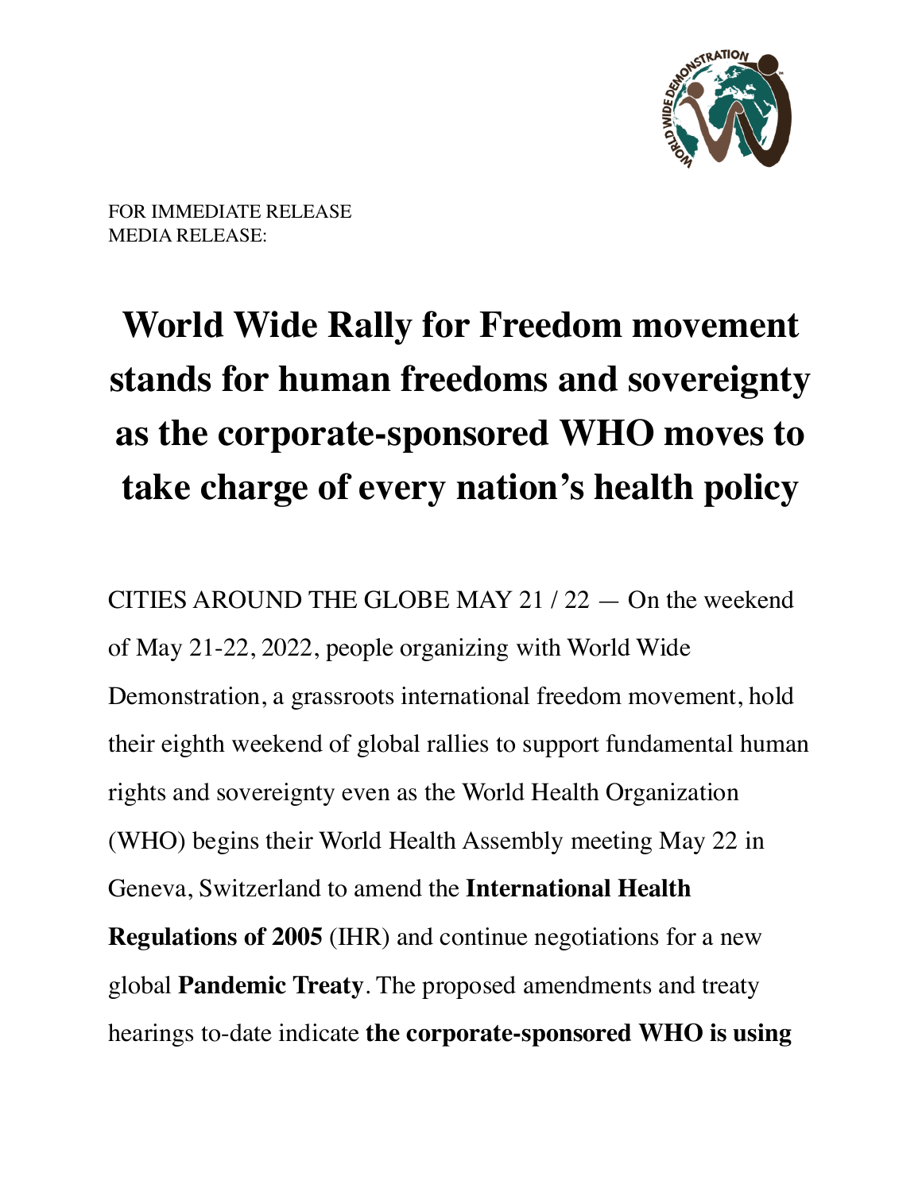FOR IMMEDIATE RELEASE
MEDIA RELEASE:

# World Wide Rally for Freedom movement stands for human freedoms and sovereignty as the corporate-sponsored WHO moves to take charge of every nation's health policy

CITIES AROUND THE GLOBE MAY 21 / 22 — On the weekend of May 21-22, 2022, people organizing with World Wide Demonstration, a grassroots international freedom movement, hold their eighth weekend of global rallies to support fundamental human rights and sovereignty even as the World Health Organization (WHO) begins their World Health Assembly meeting May 22 in Geneva, Switzerland to amend the **International Health Regulations of 2005** (IHR) and continue negotiations for a new global **Pandemic Treaty**. The proposed amendments and treaty hearings to-date indicate **the corporate-sponsored WHO is using**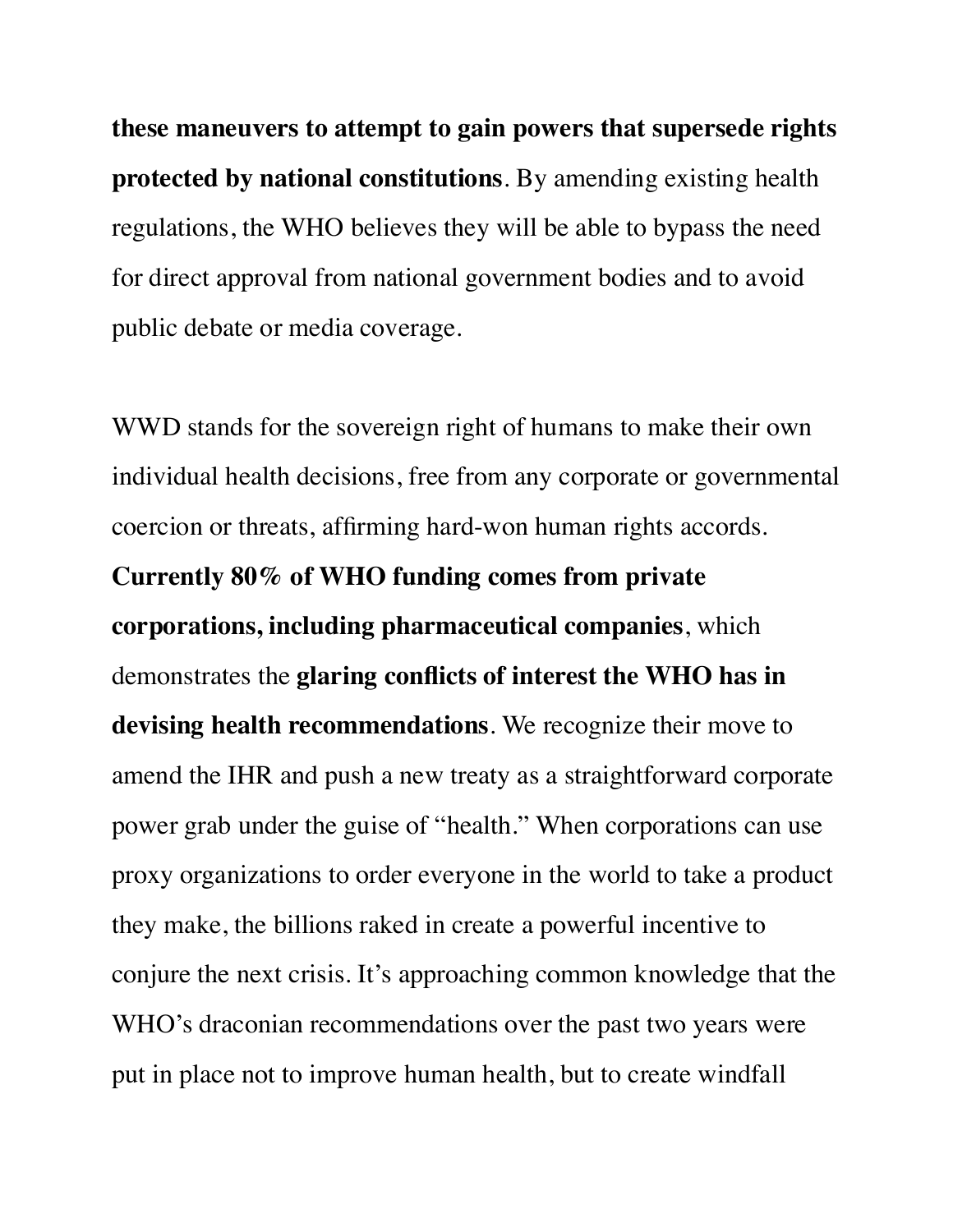**these maneuvers to attempt to gain powers that supersede rights protected by national constitutions**. By amending existing health regulations, the WHO believes they will be able to bypass the need for direct approval from national government bodies and to avoid public debate or media coverage.

WWD stands for the sovereign right of humans to make their own individual health decisions, free from any corporate or governmental coercion or threats, affirming hard-won human rights accords. **Currently 80% of WHO funding comes from private corporations, including pharmaceutical companies**, which demonstrates the **glaring conflicts of interest the WHO has in devising health recommendations**. We recognize their move to amend the IHR and push a new treaty as a straightforward corporate power grab under the guise of "health." When corporations can use proxy organizations to order everyone in the world to take a product they make, the billions raked in create a powerful incentive to conjure the next crisis. It's approaching common knowledge that the WHO's draconian recommendations over the past two years were put in place not to improve human health, but to create windfall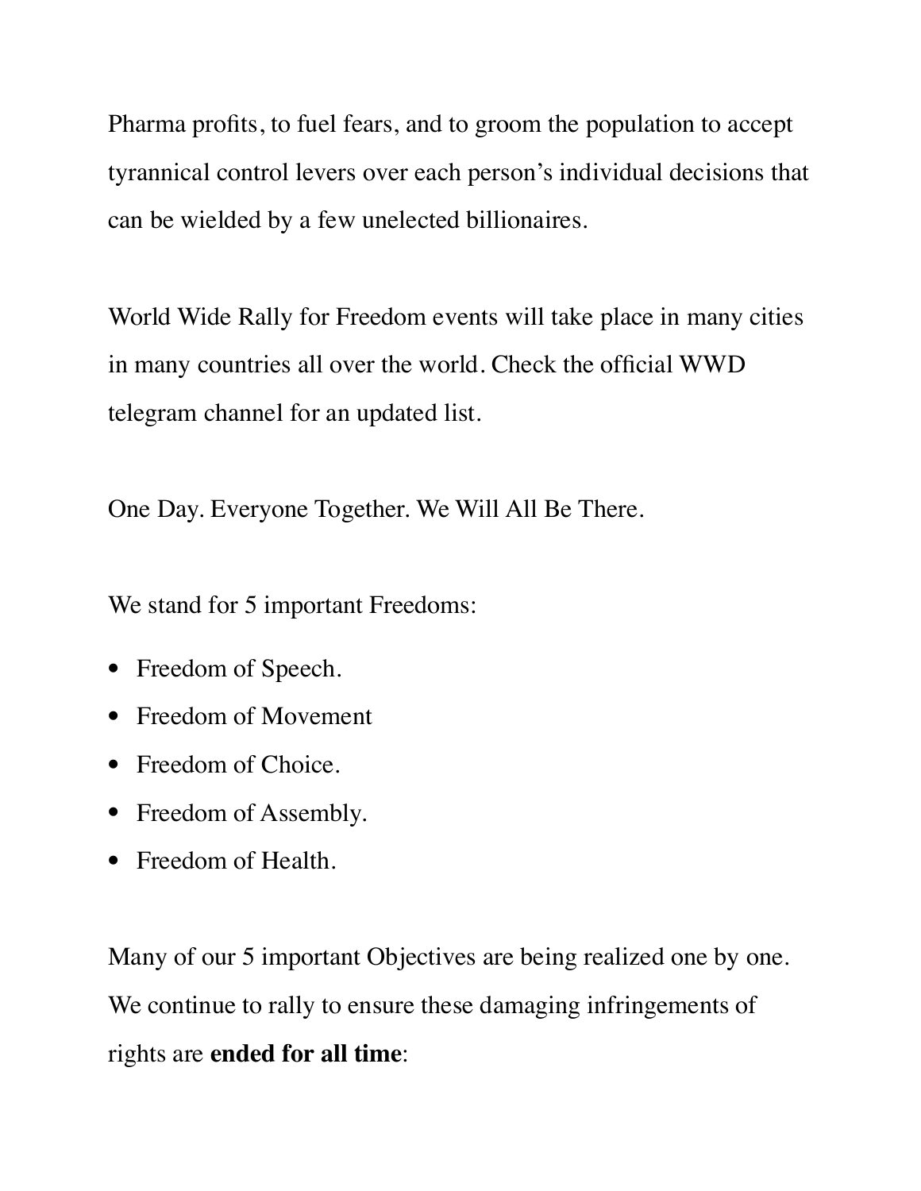Pharma profits, to fuel fears, and to groom the population to accept tyrannical control levers over each person's individual decisions that can be wielded by a few unelected billionaires.

World Wide Rally for Freedom events will take place in many cities in many countries all over the world. Check the official WWD telegram channel for an updated list.

One Day. Everyone Together. We Will All Be There.

We stand for 5 important Freedoms:

- Freedom of Speech.
- Freedom of Movement
- Freedom of Choice.
- Freedom of Assembly.
- Freedom of Health.

Many of our 5 important Objectives are being realized one by one. We continue to rally to ensure these damaging infringements of rights are **ended for all time**: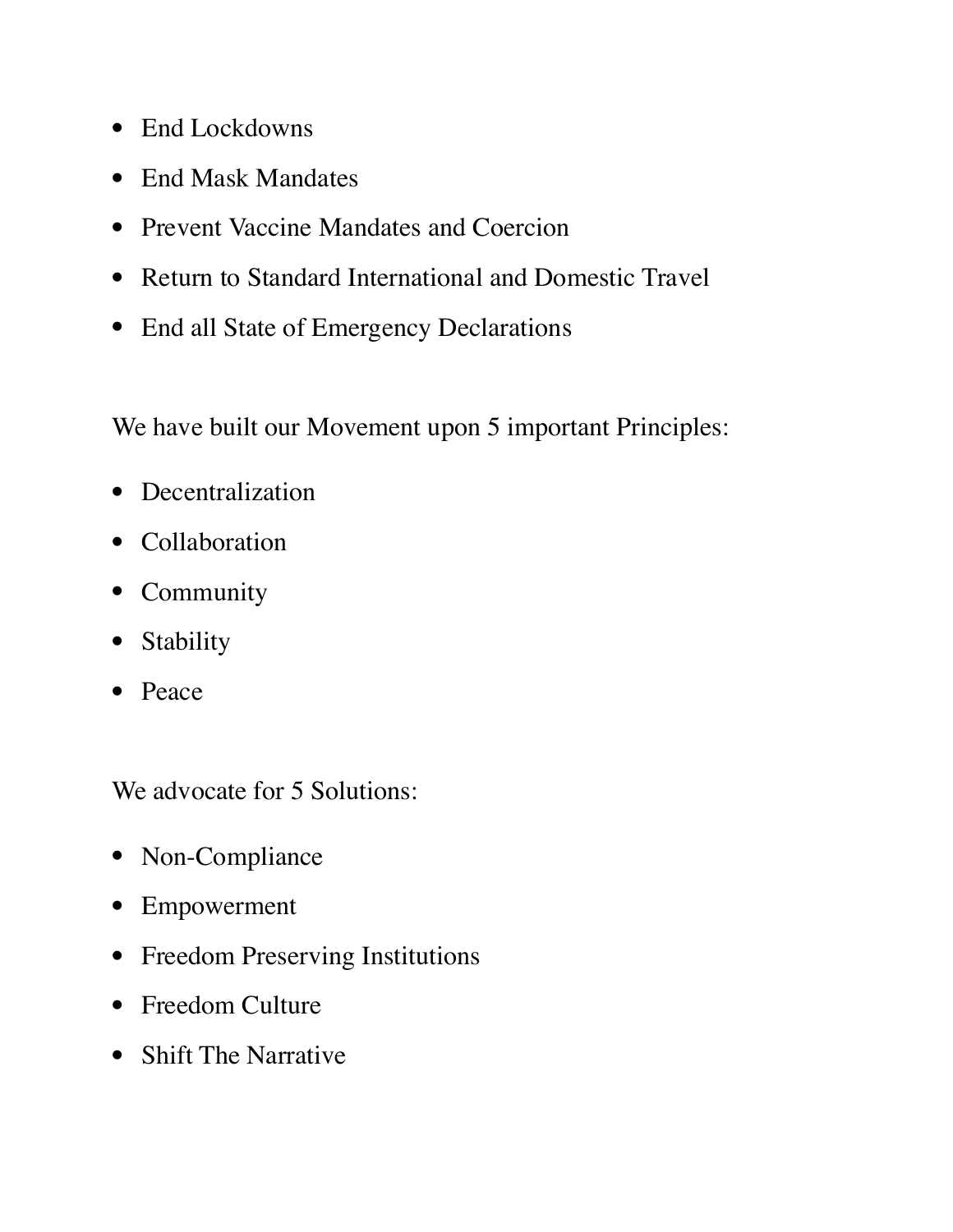- End Lockdowns
- End Mask Mandates
- Prevent Vaccine Mandates and Coercion
- Return to Standard International and Domestic Travel
- End all State of Emergency Declarations

We have built our Movement upon 5 important Principles:

- Decentralization
- Collaboration
- Community
- Stability
- Peace

We advocate for 5 Solutions:

- Non-Compliance
- Empowerment
- Freedom Preserving Institutions
- Freedom Culture
- Shift The Narrative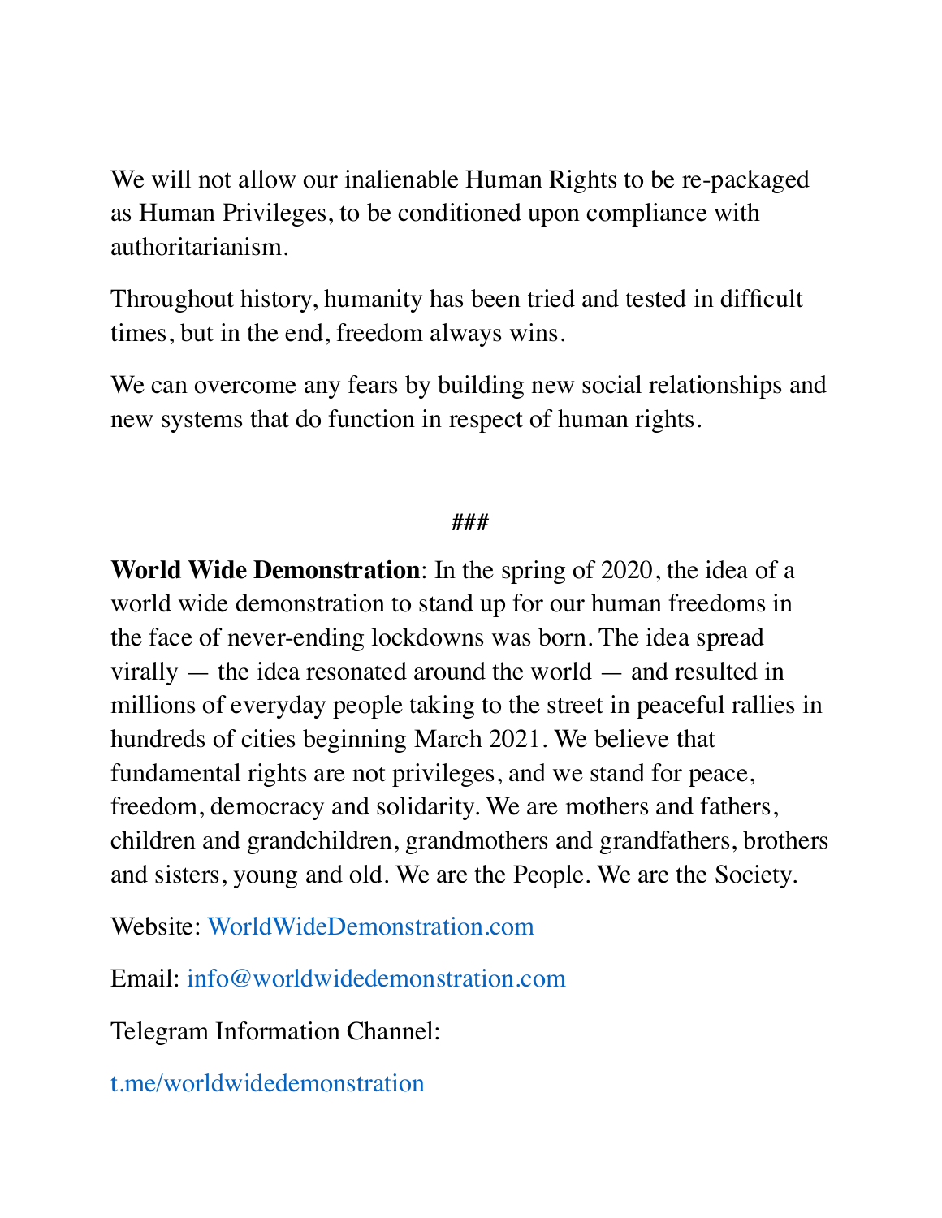We will not allow our inalienable Human Rights to be re-packaged as Human Privileges, to be conditioned upon compliance with authoritarianism.

Throughout history, humanity has been tried and tested in difficult times, but in the end, freedom always wins.

We can overcome any fears by building new social relationships and new systems that do function in respect of human rights.

***###***

**World Wide Demonstration**: In the spring of 2020, the idea of a world wide demonstration to stand up for our human freedoms in the face of never-ending lockdowns was born. The idea spread virally — the idea resonated around the world — and resulted in millions of everyday people taking to the street in peaceful rallies in hundreds of cities beginning March 2021. We believe that fundamental rights are not privileges, and we stand for peace, freedom, democracy and solidarity. We are mothers and fathers, children and grandchildren, grandmothers and grandfathers, brothers and sisters, young and old. We are the People. We are the Society.

Website: WorldWideDemonstration.com

Email: info@worldwidedemonstration.com

Telegram Information Channel:

t.me/worldwidedemonstration